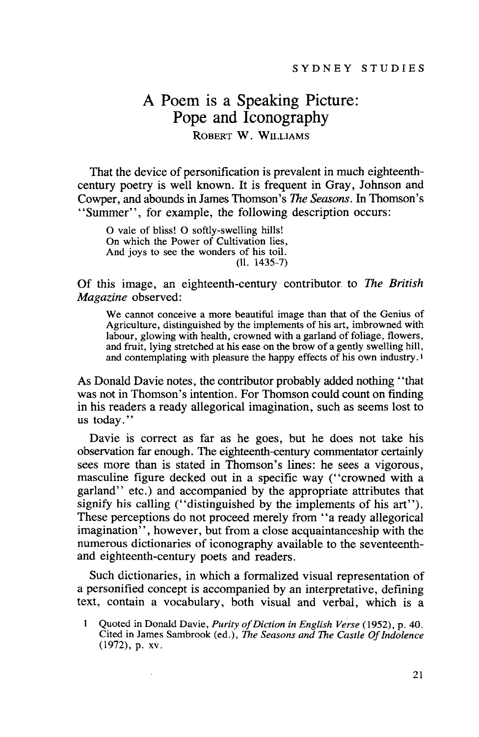# A Poem is a Speaking Picture: Pope and Iconography

ROBERT W. WILLIAMS

That the device of personification is prevalent in much eighteenth-century poetry is well known. It is frequent in Gray, Johnson and Cowper, and abounds in James Thomson's *The Seasons*. In Thomson's "Summer", for example, the following description occurs:

> O vale of bliss! O softly-swelling hills!
> On which the Power of Cultivation lies,
> And joys to see the wonders of his toil.
> (ll. 1435-7)

Of this image, an eighteenth-century contributor to *The British Magazine* observed:

> We cannot conceive a more beautiful image than that of the Genius of Agriculture, distinguished by the implements of his art, imbrowned with labour, glowing with health, crowned with a garland of foliage, flowers, and fruit, lying stretched at his ease on the brow of a gently swelling hill, and contemplating with pleasure the happy effects of his own industry.[1]

As Donald Davie notes, the contributor probably added nothing "that was not in Thomson's intention. For Thomson could count on finding in his readers a ready allegorical imagination, such as seems lost to us today."

Davie is correct as far as he goes, but he does not take his observation far enough. The eighteenth-century commentator certainly sees more than is stated in Thomson's lines: he sees a vigorous, masculine figure decked out in a specific way ("crowned with a garland" etc.) and accompanied by the appropriate attributes that signify his calling ("distinguished by the implements of his art"). These perceptions do not proceed merely from "a ready allegorical imagination", however, but from a close acquaintanceship with the numerous dictionaries of iconography available to the seventeenth- and eighteenth-century poets and readers.

Such dictionaries, in which a formalized visual representation of a personified concept is accompanied by an interpretative, defining text, contain a vocabulary, both visual and verbal, which is a

1 Quoted in Donald Davie, *Purity of Diction in English Verse* (1952), p. 40. Cited in James Sambrook (ed.), *The Seasons and The Castle Of Indolence* (1972), p. xv.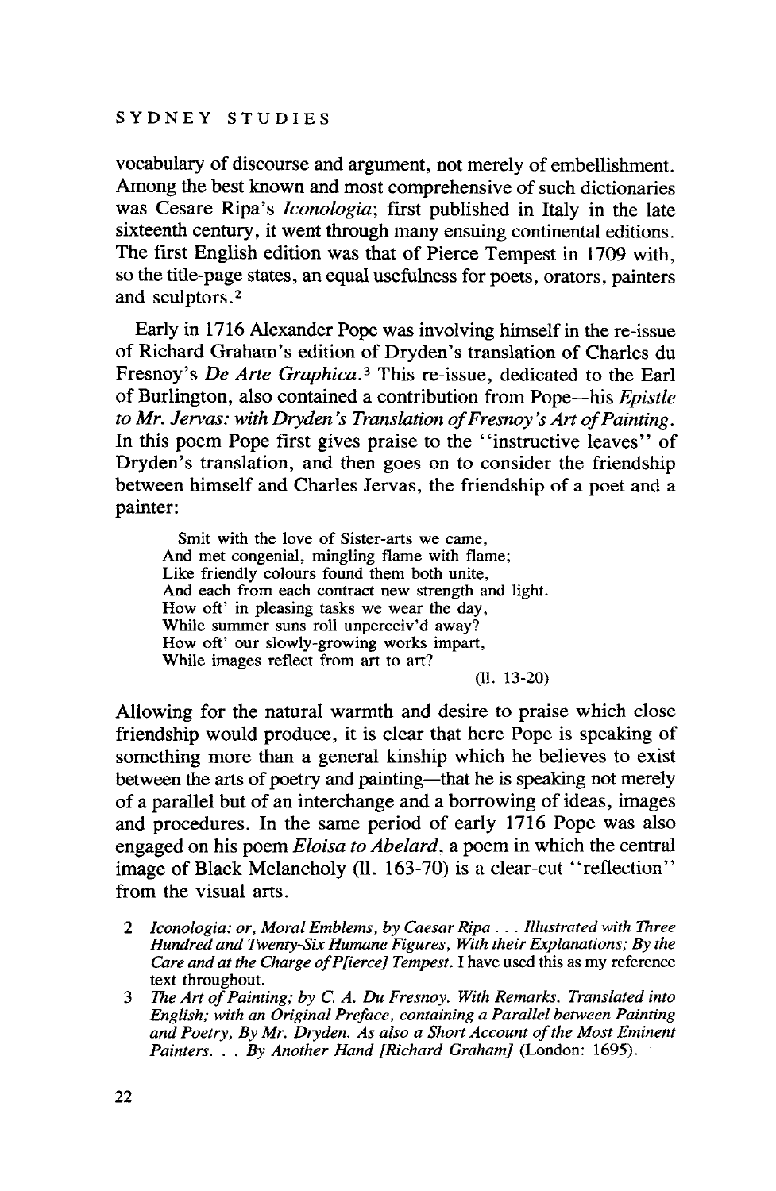vocabulary of discourse and argument, not merely of embellishment. Among the best known and most comprehensive of such dictionaries was Cesare Ripa's *Iconologia*; first published in Italy in the late sixteenth century, it went through many ensuing continental editions. The first English edition was that of Pierce Tempest in 1709 with, so the title-page states, an equal usefulness for poets, orators, painters and sculptors.[2]

Early in 1716 Alexander Pope was involving himself in the re-issue of Richard Graham's edition of Dryden's translation of Charles du Fresnoy's *De Arte Graphica*.[3] This re-issue, dedicated to the Earl of Burlington, also contained a contribution from Pope—his *Epistle to Mr. Jervas: with Dryden's Translation of Fresnoy's Art of Painting*. In this poem Pope first gives praise to the "instructive leaves" of Dryden's translation, and then goes on to consider the friendship between himself and Charles Jervas, the friendship of a poet and a painter:

> Smit with the love of Sister-arts we came,
> And met congenial, mingling flame with flame;
> Like friendly colours found them both unite,
> And each from each contract new strength and light.
> How oft' in pleasing tasks we wear the day,
> While summer suns roll unperceiv'd away?
> How oft' our slowly-growing works impart,
> While images reflect from art to art?
>
> (ll. 13-20)

Allowing for the natural warmth and desire to praise which close friendship would produce, it is clear that here Pope is speaking of something more than a general kinship which he believes to exist between the arts of poetry and painting—that he is speaking not merely of a parallel but of an interchange and a borrowing of ideas, images and procedures. In the same period of early 1716 Pope was also engaged on his poem *Eloisa to Abelard*, a poem in which the central image of Black Melancholy (ll. 163-70) is a clear-cut "reflection" from the visual arts.

2 *Iconologia: or, Moral Emblems, by Caesar Ripa . . . Illustrated with Three Hundred and Twenty-Six Humane Figures, With their Explanations; By the Care and at the Charge of P[ierce] Tempest.* I have used this as my reference text throughout.

3 *The Art of Painting; by C. A. Du Fresnoy. With Remarks. Translated into English; with an Original Preface, containing a Parallel between Painting and Poetry, By Mr. Dryden. As also a Short Account of the Most Eminent Painters. . . By Another Hand [Richard Graham]* (London: 1695).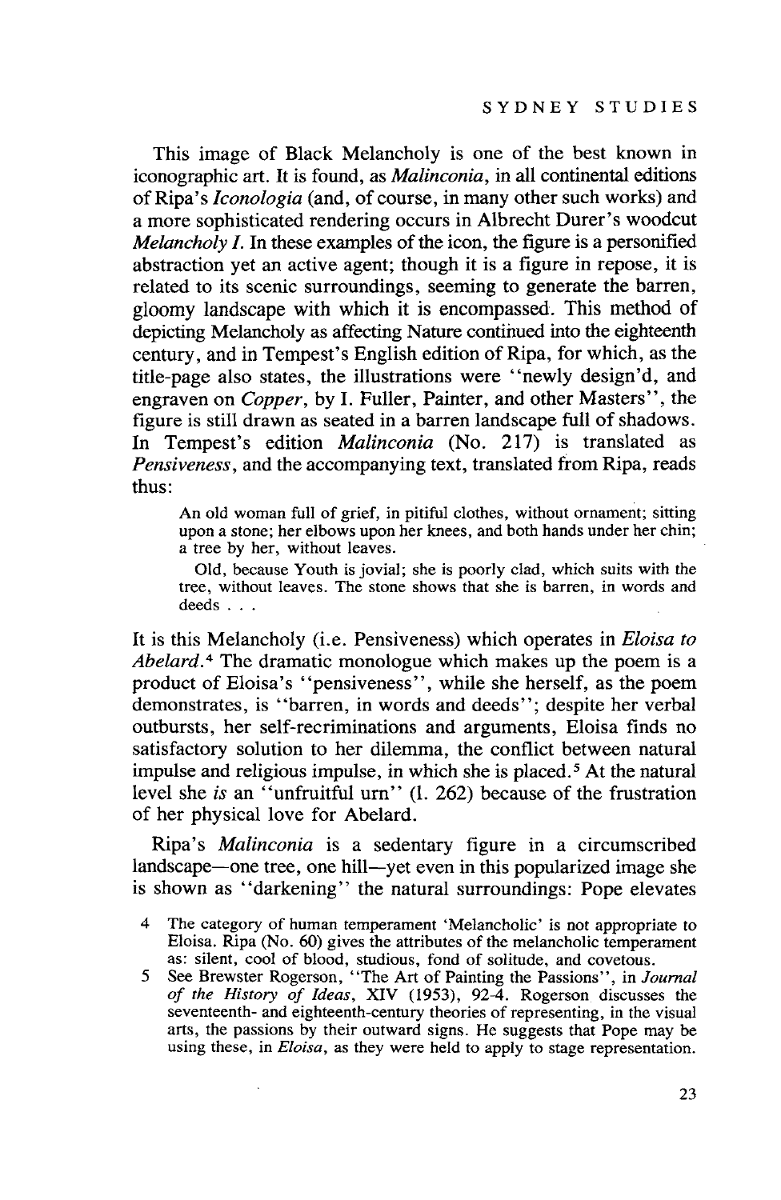This image of Black Melancholy is one of the best known in iconographic art. It is found, as *Malinconia*, in all continental editions of Ripa's *Iconologia* (and, of course, in many other such works) and a more sophisticated rendering occurs in Albrecht Durer's woodcut *Melancholy I*. In these examples of the icon, the figure is a personified abstraction yet an active agent; though it is a figure in repose, it is related to its scenic surroundings, seeming to generate the barren, gloomy landscape with which it is encompassed. This method of depicting Melancholy as affecting Nature continued into the eighteenth century, and in Tempest's English edition of Ripa, for which, as the title-page also states, the illustrations were "newly design'd, and engraven on *Copper*, by I. Fuller, Painter, and other Masters", the figure is still drawn as seated in a barren landscape full of shadows. In Tempest's edition *Malinconia* (No. 217) is translated as *Pensiveness*, and the accompanying text, translated from Ripa, reads thus:

> An old woman full of grief, in pitiful clothes, without ornament; sitting upon a stone; her elbows upon her knees, and both hands under her chin; a tree by her, without leaves.
>
> Old, because Youth is jovial; she is poorly clad, which suits with the tree, without leaves. The stone shows that she is barren, in words and deeds . . .

It is this Melancholy (i.e. Pensiveness) which operates in *Eloisa to Abelard*.[4] The dramatic monologue which makes up the poem is a product of Eloisa's "pensiveness", while she herself, as the poem demonstrates, is "barren, in words and deeds"; despite her verbal outbursts, her self-recriminations and arguments, Eloisa finds no satisfactory solution to her dilemma, the conflict between natural impulse and religious impulse, in which she is placed.[5] At the natural level she *is* an "unfruitful urn" (l. 262) because of the frustration of her physical love for Abelard.

Ripa's *Malinconia* is a sedentary figure in a circumscribed landscape—one tree, one hill—yet even in this popularized image she is shown as "darkening" the natural surroundings: Pope elevates

4 The category of human temperament 'Melancholic' is not appropriate to Eloisa. Ripa (No. 60) gives the attributes of the melancholic temperament as: silent, cool of blood, studious, fond of solitude, and covetous.

5 See Brewster Rogerson, "The Art of Painting the Passions", in *Journal of the History of Ideas*, XIV (1953), 92-4. Rogerson discusses the seventeenth- and eighteenth-century theories of representing, in the visual arts, the passions by their outward signs. He suggests that Pope may be using these, in *Eloisa*, as they were held to apply to stage representation.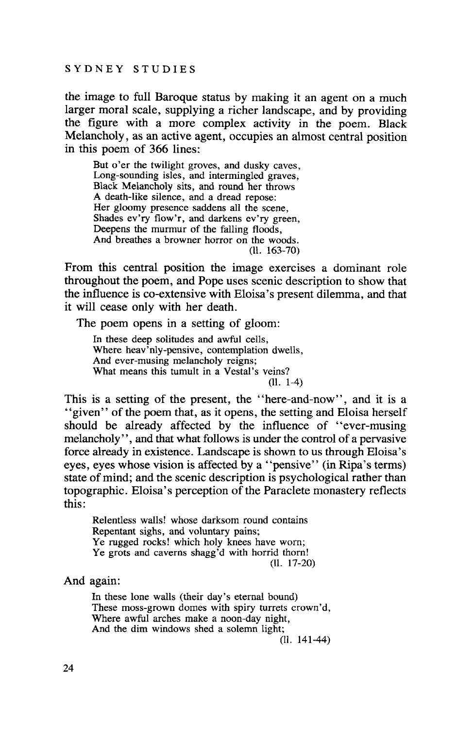the image to full Baroque status by making it an agent on a much larger moral scale, supplying a richer landscape, and by providing the figure with a more complex activity in the poem. Black Melancholy, as an active agent, occupies an almost central position in this poem of 366 lines:

> But o'er the twilight groves, and dusky caves,
> Long-sounding isles, and intermingled graves,
> Black Melancholy sits, and round her throws
> A death-like silence, and a dread repose:
> Her gloomy presence saddens all the scene,
> Shades ev'ry flow'r, and darkens ev'ry green,
> Deepens the murmur of the falling floods,
> And breathes a browner horror on the woods.
> (ll. 163-70)

From this central position the image exercises a dominant role throughout the poem, and Pope uses scenic description to show that the influence is co-extensive with Eloisa's present dilemma, and that it will cease only with her death.

The poem opens in a setting of gloom:

> In these deep solitudes and awful cells,
> Where heav'nly-pensive, contemplation dwells,
> And ever-musing melancholy reigns;
> What means this tumult in a Vestal's veins?
> (ll. 1-4)

This is a setting of the present, the "here-and-now", and it is a "given" of the poem that, as it opens, the setting and Eloisa herself should be already affected by the influence of "ever-musing melancholy", and that what follows is under the control of a pervasive force already in existence. Landscape is shown to us through Eloisa's eyes, eyes whose vision is affected by a "pensive" (in Ripa's terms) state of mind; and the scenic description is psychological rather than topographic. Eloisa's perception of the Paraclete monastery reflects this:

> Relentless walls! whose darksom round contains
> Repentant sighs, and voluntary pains;
> Ye rugged rocks! which holy knees have worn;
> Ye grots and caverns shagg'd with horrid thorn!
> (ll. 17-20)

And again:

> In these lone walls (their day's eternal bound)
> These moss-grown domes with spiry turrets crown'd,
> Where awful arches make a noon-day night,
> And the dim windows shed a solemn light;
> (ll. 141-44)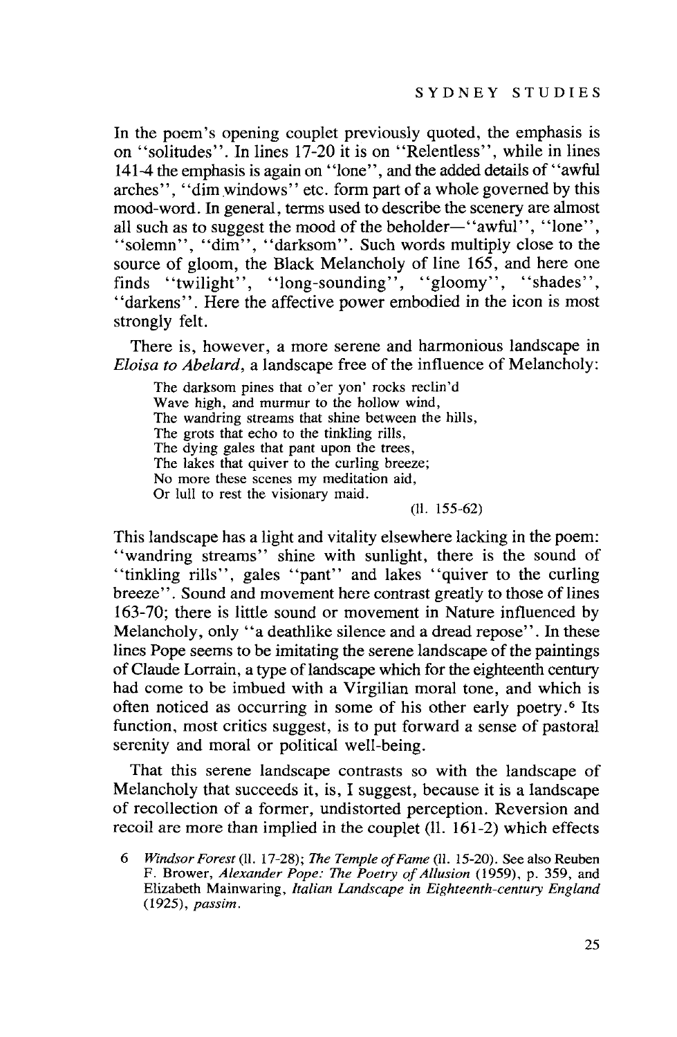In the poem's opening couplet previously quoted, the emphasis is on "solitudes". In lines 17-20 it is on "Relentless", while in lines 141-4 the emphasis is again on "lone", and the added details of "awful arches", "dim windows" etc. form part of a whole governed by this mood-word. In general, terms used to describe the scenery are almost all such as to suggest the mood of the beholder—"awful", "lone", "solemn", "dim", "darksom". Such words multiply close to the source of gloom, the Black Melancholy of line 165, and here one finds "twilight", "long-sounding", "gloomy", "shades", "darkens". Here the affective power embodied in the icon is most strongly felt.

There is, however, a more serene and harmonious landscape in *Eloisa to Abelard*, a landscape free of the influence of Melancholy:

> The darksom pines that o'er yon' rocks reclin'd
> Wave high, and murmur to the hollow wind,
> The wandring streams that shine between the hills,
> The grots that echo to the tinkling rills,
> The dying gales that pant upon the trees,
> The lakes that quiver to the curling breeze;
> No more these scenes my meditation aid,
> Or lull to rest the visionary maid.
>
> (ll. 155-62)

This landscape has a light and vitality elsewhere lacking in the poem: "wandring streams" shine with sunlight, there is the sound of "tinkling rills", gales "pant" and lakes "quiver to the curling breeze". Sound and movement here contrast greatly to those of lines 163-70; there is little sound or movement in Nature influenced by Melancholy, only "a deathlike silence and a dread repose". In these lines Pope seems to be imitating the serene landscape of the paintings of Claude Lorrain, a type of landscape which for the eighteenth century had come to be imbued with a Virgilian moral tone, and which is often noticed as occurring in some of his other early poetry.[6] Its function, most critics suggest, is to put forward a sense of pastoral serenity and moral or political well-being.

That this serene landscape contrasts so with the landscape of Melancholy that succeeds it, is, I suggest, because it is a landscape of recollection of a former, undistorted perception. Reversion and recoil are more than implied in the couplet (ll. 161-2) which effects

6 *Windsor Forest* (ll. 17-28); *The Temple of Fame* (ll. 15-20). See also Reuben F. Brower, *Alexander Pope: The Poetry of Allusion* (1959), p. 359, and Elizabeth Mainwaring, *Italian Landscape in Eighteenth-century England* (1925), *passim*.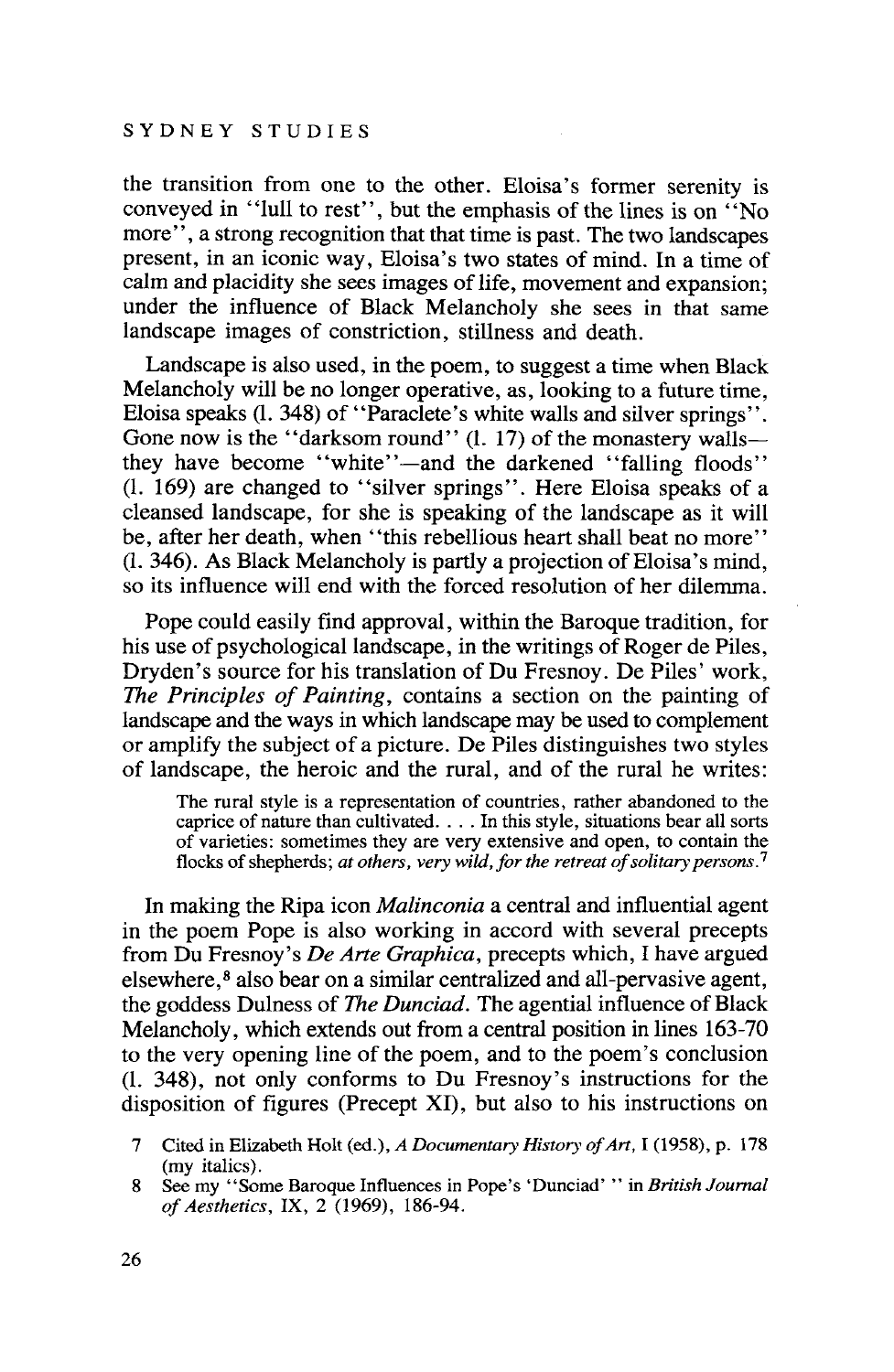the transition from one to the other. Eloisa's former serenity is conveyed in "lull to rest", but the emphasis of the lines is on "No more", a strong recognition that that time is past. The two landscapes present, in an iconic way, Eloisa's two states of mind. In a time of calm and placidity she sees images of life, movement and expansion; under the influence of Black Melancholy she sees in that same landscape images of constriction, stillness and death.

Landscape is also used, in the poem, to suggest a time when Black Melancholy will be no longer operative, as, looking to a future time, Eloisa speaks (l. 348) of "Paraclete's white walls and silver springs". Gone now is the "darksom round" (l. 17) of the monastery walls—they have become "white"—and the darkened "falling floods" (l. 169) are changed to "silver springs". Here Eloisa speaks of a cleansed landscape, for she is speaking of the landscape as it will be, after her death, when "this rebellious heart shall beat no more" (l. 346). As Black Melancholy is partly a projection of Eloisa's mind, so its influence will end with the forced resolution of her dilemma.

Pope could easily find approval, within the Baroque tradition, for his use of psychological landscape, in the writings of Roger de Piles, Dryden's source for his translation of Du Fresnoy. De Piles' work, *The Principles of Painting*, contains a section on the painting of landscape and the ways in which landscape may be used to complement or amplify the subject of a picture. De Piles distinguishes two styles of landscape, the heroic and the rural, and of the rural he writes:

> The rural style is a representation of countries, rather abandoned to the caprice of nature than cultivated. . . . In this style, situations bear all sorts of varieties: sometimes they are very extensive and open, to contain the flocks of shepherds; *at others, very wild, for the retreat of solitary persons.*[7]

In making the Ripa icon *Malinconia* a central and influential agent in the poem Pope is also working in accord with several precepts from Du Fresnoy's *De Arte Graphica*, precepts which, I have argued elsewhere,[8] also bear on a similar centralized and all-pervasive agent, the goddess Dulness of *The Dunciad*. The agential influence of Black Melancholy, which extends out from a central position in lines 163-70 to the very opening line of the poem, and to the poem's conclusion (l. 348), not only conforms to Du Fresnoy's instructions for the disposition of figures (Precept XI), but also to his instructions on

7 Cited in Elizabeth Holt (ed.), *A Documentary History of Art*, I (1958), p. 178 (my italics).

8 See my "Some Baroque Influences in Pope's 'Dunciad' " in *British Journal of Aesthetics*, IX, 2 (1969), 186-94.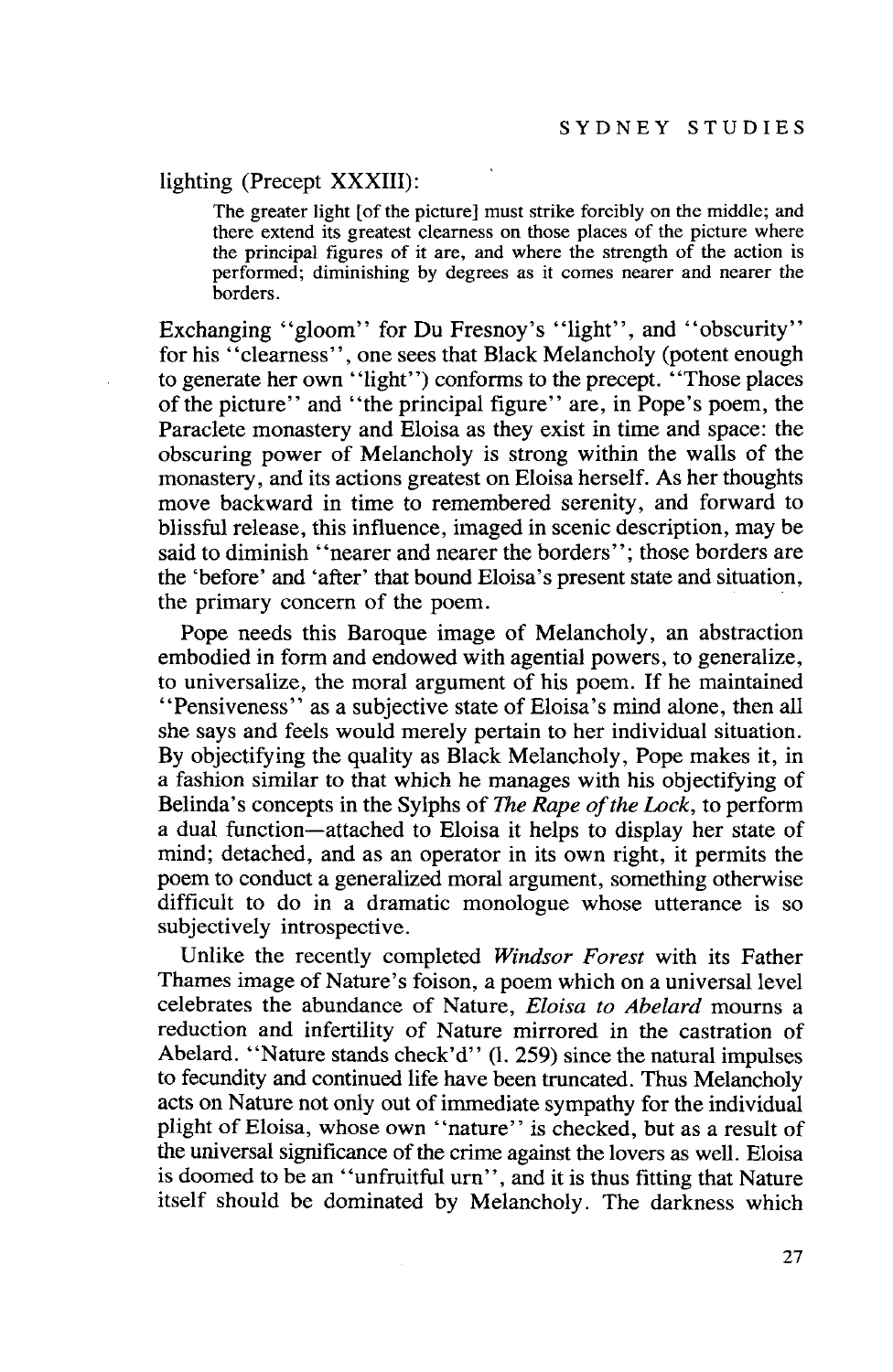lighting (Precept XXXIII):

> The greater light [of the picture] must strike forcibly on the middle; and there extend its greatest clearness on those places of the picture where the principal figures of it are, and where the strength of the action is performed; diminishing by degrees as it comes nearer and nearer the borders.

Exchanging "gloom" for Du Fresnoy's "light", and "obscurity" for his "clearness", one sees that Black Melancholy (potent enough to generate her own "light") conforms to the precept. "Those places of the picture" and "the principal figure" are, in Pope's poem, the Paraclete monastery and Eloisa as they exist in time and space: the obscuring power of Melancholy is strong within the walls of the monastery, and its actions greatest on Eloisa herself. As her thoughts move backward in time to remembered serenity, and forward to blissful release, this influence, imaged in scenic description, may be said to diminish "nearer and nearer the borders"; those borders are the 'before' and 'after' that bound Eloisa's present state and situation, the primary concern of the poem.

Pope needs this Baroque image of Melancholy, an abstraction embodied in form and endowed with agential powers, to generalize, to universalize, the moral argument of his poem. If he maintained "Pensiveness" as a subjective state of Eloisa's mind alone, then all she says and feels would merely pertain to her individual situation. By objectifying the quality as Black Melancholy, Pope makes it, in a fashion similar to that which he manages with his objectifying of Belinda's concepts in the Sylphs of *The Rape of the Lock*, to perform a dual function—attached to Eloisa it helps to display her state of mind; detached, and as an operator in its own right, it permits the poem to conduct a generalized moral argument, something otherwise difficult to do in a dramatic monologue whose utterance is so subjectively introspective.

Unlike the recently completed *Windsor Forest* with its Father Thames image of Nature's foison, a poem which on a universal level celebrates the abundance of Nature, *Eloisa to Abelard* mourns a reduction and infertility of Nature mirrored in the castration of Abelard. "Nature stands check'd" (l. 259) since the natural impulses to fecundity and continued life have been truncated. Thus Melancholy acts on Nature not only out of immediate sympathy for the individual plight of Eloisa, whose own "nature" is checked, but as a result of the universal significance of the crime against the lovers as well. Eloisa is doomed to be an "unfruitful urn", and it is thus fitting that Nature itself should be dominated by Melancholy. The darkness which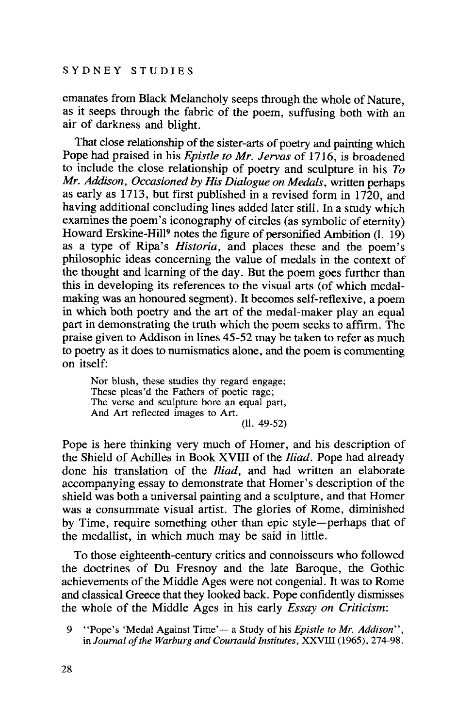emanates from Black Melancholy seeps through the whole of Nature, as it seeps through the fabric of the poem, suffusing both with an air of darkness and blight.

That close relationship of the sister-arts of poetry and painting which Pope had praised in his *Epistle to Mr. Jervas* of 1716, is broadened to include the close relationship of poetry and sculpture in his *To Mr. Addison, Occasioned by His Dialogue on Medals*, written perhaps as early as 1713, but first published in a revised form in 1720, and having additional concluding lines added later still. In a study which examines the poem's iconography of circles (as symbolic of eternity) Howard Erskine-Hill[9] notes the figure of personified Ambition (l. 19) as a type of Ripa's *Historia*, and places these and the poem's philosophic ideas concerning the value of medals in the context of the thought and learning of the day. But the poem goes further than this in developing its references to the visual arts (of which medal-making was an honoured segment). It becomes self-reflexive, a poem in which both poetry and the art of the medal-maker play an equal part in demonstrating the truth which the poem seeks to affirm. The praise given to Addison in lines 45-52 may be taken to refer as much to poetry as it does to numismatics alone, and the poem is commenting on itself:

> Nor blush, these studies thy regard engage;
> These pleas'd the Fathers of poetic rage;
> The verse and sculpture bore an equal part,
> And Art reflected images to Art.
>
> (ll. 49-52)

Pope is here thinking very much of Homer, and his description of the Shield of Achilles in Book XVIII of the *Iliad*. Pope had already done his translation of the *Iliad*, and had written an elaborate accompanying essay to demonstrate that Homer's description of the shield was both a universal painting and a sculpture, and that Homer was a consummate visual artist. The glories of Rome, diminished by Time, require something other than epic style—perhaps that of the medallist, in which much may be said in little.

To those eighteenth-century critics and connoisseurs who followed the doctrines of Du Fresnoy and the late Baroque, the Gothic achievements of the Middle Ages were not congenial. It was to Rome and classical Greece that they looked back. Pope confidently dismisses the whole of the Middle Ages in his early *Essay on Criticism*:

9 "Pope's 'Medal Against Time'— a Study of his *Epistle to Mr. Addison*", in *Journal of the Warburg and Courtauld Institutes*, XXVIII (1965), 274-98.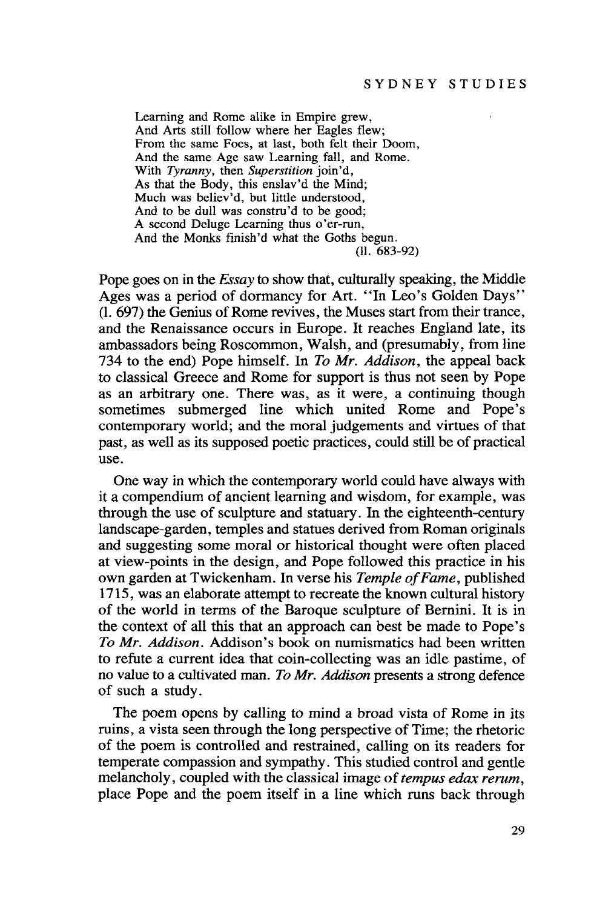> Learning and Rome alike in Empire grew,
> And Arts still follow where her Eagles flew;
> From the same Foes, at last, both felt their Doom,
> And the same Age saw Learning fall, and Rome.
> With *Tyranny*, then *Superstition* join'd,
> As that the Body, this enslav'd the Mind;
> Much was believ'd, but little understood,
> And to be dull was constru'd to be good;
> A second Deluge Learning thus o'er-run,
> And the Monks finish'd what the Goths begun.
>
> (ll. 683-92)

Pope goes on in the *Essay* to show that, culturally speaking, the Middle Ages was a period of dormancy for Art. "In Leo's Golden Days" (l. 697) the Genius of Rome revives, the Muses start from their trance, and the Renaissance occurs in Europe. It reaches England late, its ambassadors being Roscommon, Walsh, and (presumably, from line 734 to the end) Pope himself. In *To Mr. Addison*, the appeal back to classical Greece and Rome for support is thus not seen by Pope as an arbitrary one. There was, as it were, a continuing though sometimes submerged line which united Rome and Pope's contemporary world; and the moral judgements and virtues of that past, as well as its supposed poetic practices, could still be of practical use.

One way in which the contemporary world could have always with it a compendium of ancient learning and wisdom, for example, was through the use of sculpture and statuary. In the eighteenth-century landscape-garden, temples and statues derived from Roman originals and suggesting some moral or historical thought were often placed at view-points in the design, and Pope followed this practice in his own garden at Twickenham. In verse his *Temple of Fame*, published 1715, was an elaborate attempt to recreate the known cultural history of the world in terms of the Baroque sculpture of Bernini. It is in the context of all this that an approach can best be made to Pope's *To Mr. Addison*. Addison's book on numismatics had been written to refute a current idea that coin-collecting was an idle pastime, of no value to a cultivated man. *To Mr. Addison* presents a strong defence of such a study.

The poem opens by calling to mind a broad vista of Rome in its ruins, a vista seen through the long perspective of Time; the rhetoric of the poem is controlled and restrained, calling on its readers for temperate compassion and sympathy. This studied control and gentle melancholy, coupled with the classical image of *tempus edax rerum*, place Pope and the poem itself in a line which runs back through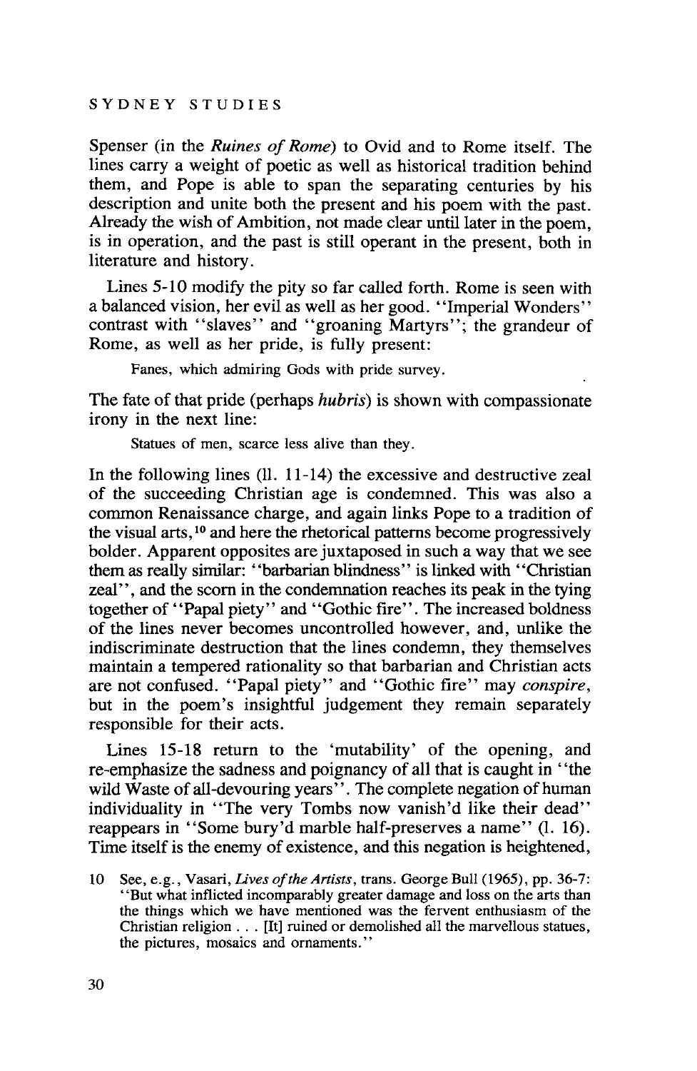Spenser (in the *Ruines of Rome*) to Ovid and to Rome itself. The lines carry a weight of poetic as well as historical tradition behind them, and Pope is able to span the separating centuries by his description and unite both the present and his poem with the past. Already the wish of Ambition, not made clear until later in the poem, is in operation, and the past is still operant in the present, both in literature and history.

Lines 5-10 modify the pity so far called forth. Rome is seen with a balanced vision, her evil as well as her good. "Imperial Wonders" contrast with "slaves" and "groaning Martyrs"; the grandeur of Rome, as well as her pride, is fully present:

> Fanes, which admiring Gods with pride survey.

The fate of that pride (perhaps *hubris*) is shown with compassionate irony in the next line:

> Statues of men, scarce less alive than they.

In the following lines (ll. 11-14) the excessive and destructive zeal of the succeeding Christian age is condemned. This was also a common Renaissance charge, and again links Pope to a tradition of the visual arts,[10] and here the rhetorical patterns become progressively bolder. Apparent opposites are juxtaposed in such a way that we see them as really similar: "barbarian blindness" is linked with "Christian zeal", and the scorn in the condemnation reaches its peak in the tying together of "Papal piety" and "Gothic fire". The increased boldness of the lines never becomes uncontrolled however, and, unlike the indiscriminate destruction that the lines condemn, they themselves maintain a tempered rationality so that barbarian and Christian acts are not confused. "Papal piety" and "Gothic fire" may *conspire*, but in the poem's insightful judgement they remain separately responsible for their acts.

Lines 15-18 return to the 'mutability' of the opening, and re-emphasize the sadness and poignancy of all that is caught in "the wild Waste of all-devouring years". The complete negation of human individuality in "The very Tombs now vanish'd like their dead" reappears in "Some bury'd marble half-preserves a name" (l. 16). Time itself is the enemy of existence, and this negation is heightened,

10 See, e.g., Vasari, *Lives of the Artists*, trans. George Bull (1965), pp. 36-7: "But what inflicted incomparably greater damage and loss on the arts than the things which we have mentioned was the fervent enthusiasm of the Christian religion . . . [It] ruined or demolished all the marvellous statues, the pictures, mosaics and ornaments."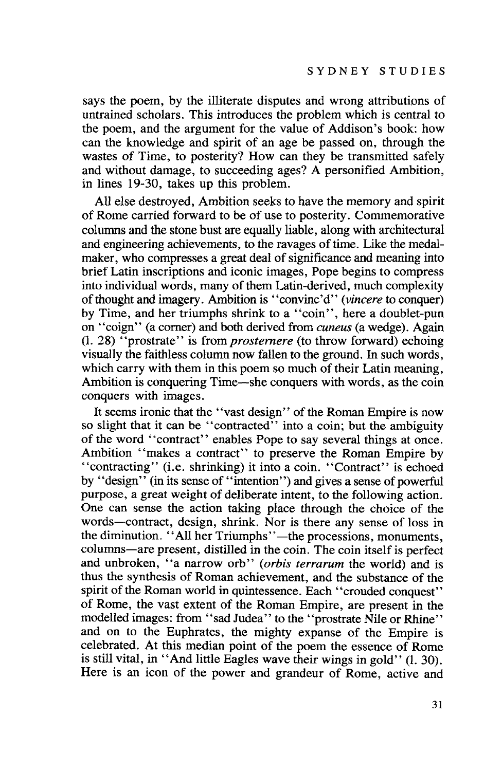says the poem, by the illiterate disputes and wrong attributions of untrained scholars. This introduces the problem which is central to the poem, and the argument for the value of Addison's book: how can the knowledge and spirit of an age be passed on, through the wastes of Time, to posterity? How can they be transmitted safely and without damage, to succeeding ages? A personified Ambition, in lines 19-30, takes up this problem.

All else destroyed, Ambition seeks to have the memory and spirit of Rome carried forward to be of use to posterity. Commemorative columns and the stone bust are equally liable, along with architectural and engineering achievements, to the ravages of time. Like the medal-maker, who compresses a great deal of significance and meaning into brief Latin inscriptions and iconic images, Pope begins to compress into individual words, many of them Latin-derived, much complexity of thought and imagery. Ambition is "convinc'd" (*vincere* to conquer) by Time, and her triumphs shrink to a "coin", here a doublet-pun on "coign" (a corner) and both derived from *cuneus* (a wedge). Again (l. 28) "prostrate" is from *prosternere* (to throw forward) echoing visually the faithless column now fallen to the ground. In such words, which carry with them in this poem so much of their Latin meaning, Ambition is conquering Time—she conquers with words, as the coin conquers with images.

It seems ironic that the "vast design" of the Roman Empire is now so slight that it can be "contracted" into a coin; but the ambiguity of the word "contract" enables Pope to say several things at once. Ambition "makes a contract" to preserve the Roman Empire by "contracting" (i.e. shrinking) it into a coin. "Contract" is echoed by "design" (in its sense of "intention") and gives a sense of powerful purpose, a great weight of deliberate intent, to the following action. One can sense the action taking place through the choice of the words—contract, design, shrink. Nor is there any sense of loss in the diminution. "All her Triumphs"—the processions, monuments, columns—are present, distilled in the coin. The coin itself is perfect and unbroken, "a narrow orb" (*orbis terrarum* the world) and is thus the synthesis of Roman achievement, and the substance of the spirit of the Roman world in quintessence. Each "crouded conquest" of Rome, the vast extent of the Roman Empire, are present in the modelled images: from "sad Judea" to the "prostrate Nile or Rhine" and on to the Euphrates, the mighty expanse of the Empire is celebrated. At this median point of the poem the essence of Rome is still vital, in "And little Eagles wave their wings in gold" (l. 30). Here is an icon of the power and grandeur of Rome, active and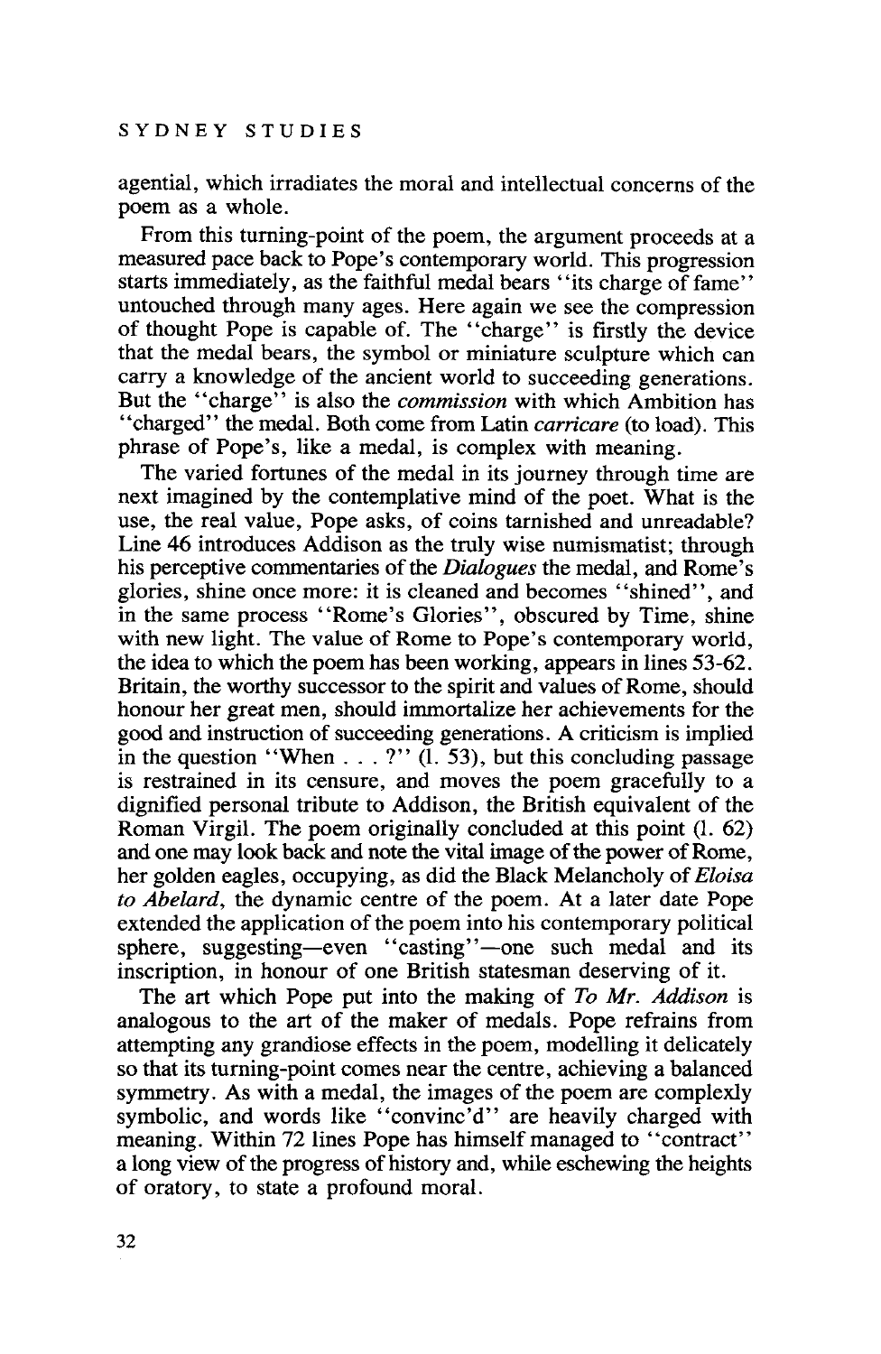agential, which irradiates the moral and intellectual concerns of the poem as a whole.

From this turning-point of the poem, the argument proceeds at a measured pace back to Pope's contemporary world. This progression starts immediately, as the faithful medal bears "its charge of fame" untouched through many ages. Here again we see the compression of thought Pope is capable of. The "charge" is firstly the device that the medal bears, the symbol or miniature sculpture which can carry a knowledge of the ancient world to succeeding generations. But the "charge" is also the *commission* with which Ambition has "charged" the medal. Both come from Latin *carricare* (to load). This phrase of Pope's, like a medal, is complex with meaning.

The varied fortunes of the medal in its journey through time are next imagined by the contemplative mind of the poet. What is the use, the real value, Pope asks, of coins tarnished and unreadable? Line 46 introduces Addison as the truly wise numismatist; through his perceptive commentaries of the *Dialogues* the medal, and Rome's glories, shine once more: it is cleaned and becomes "shined", and in the same process "Rome's Glories", obscured by Time, shine with new light. The value of Rome to Pope's contemporary world, the idea to which the poem has been working, appears in lines 53-62. Britain, the worthy successor to the spirit and values of Rome, should honour her great men, should immortalize her achievements for the good and instruction of succeeding generations. A criticism is implied in the question "When . . . ?" (l. 53), but this concluding passage is restrained in its censure, and moves the poem gracefully to a dignified personal tribute to Addison, the British equivalent of the Roman Virgil. The poem originally concluded at this point (l. 62) and one may look back and note the vital image of the power of Rome, her golden eagles, occupying, as did the Black Melancholy of *Eloisa to Abelard*, the dynamic centre of the poem. At a later date Pope extended the application of the poem into his contemporary political sphere, suggesting—even "casting"—one such medal and its inscription, in honour of one British statesman deserving of it.

The art which Pope put into the making of *To Mr. Addison* is analogous to the art of the maker of medals. Pope refrains from attempting any grandiose effects in the poem, modelling it delicately so that its turning-point comes near the centre, achieving a balanced symmetry. As with a medal, the images of the poem are complexly symbolic, and words like "convinc'd" are heavily charged with meaning. Within 72 lines Pope has himself managed to "contract" a long view of the progress of history and, while eschewing the heights of oratory, to state a profound moral.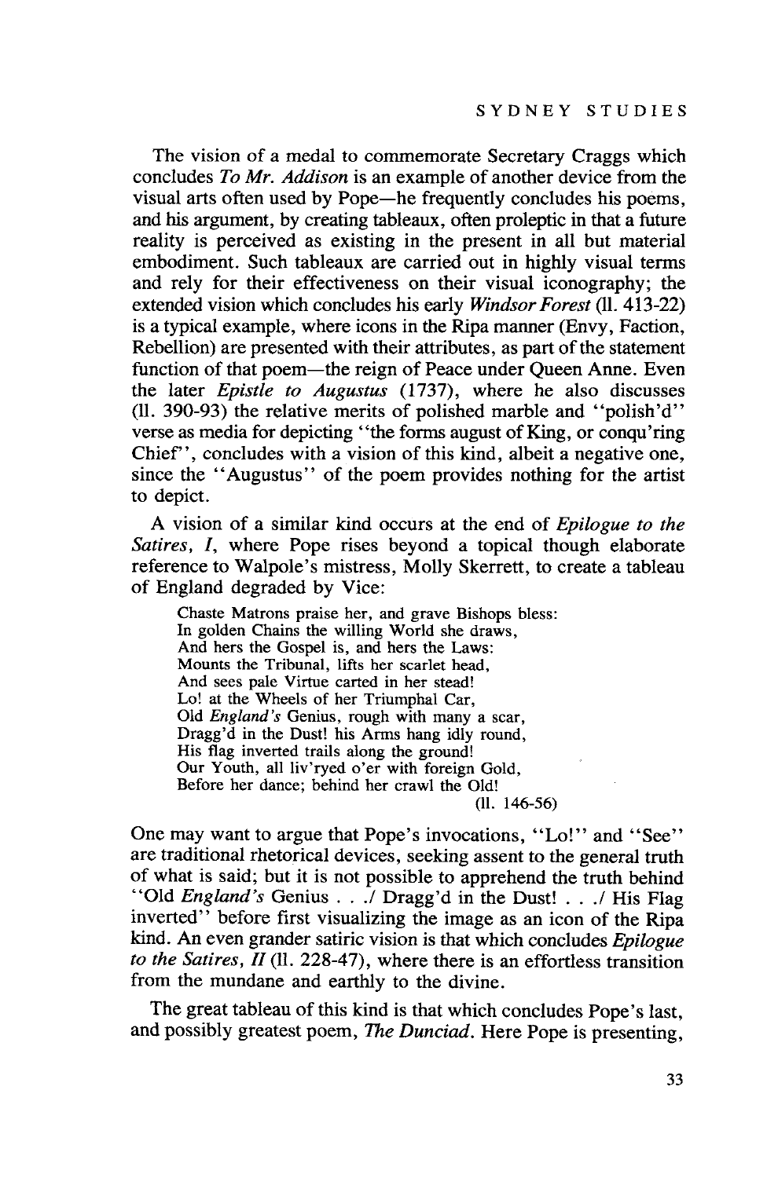The vision of a medal to commemorate Secretary Craggs which concludes *To Mr. Addison* is an example of another device from the visual arts often used by Pope—he frequently concludes his poems, and his argument, by creating tableaux, often proleptic in that a future reality is perceived as existing in the present in all but material embodiment. Such tableaux are carried out in highly visual terms and rely for their effectiveness on their visual iconography; the extended vision which concludes his early *Windsor Forest* (ll. 413-22) is a typical example, where icons in the Ripa manner (Envy, Faction, Rebellion) are presented with their attributes, as part of the statement function of that poem—the reign of Peace under Queen Anne. Even the later *Epistle to Augustus* (1737), where he also discusses (ll. 390-93) the relative merits of polished marble and "polish'd" verse as media for depicting "the forms august of King, or conqu'ring Chief", concludes with a vision of this kind, albeit a negative one, since the "Augustus" of the poem provides nothing for the artist to depict.

A vision of a similar kind occurs at the end of *Epilogue to the Satires, I*, where Pope rises beyond a topical though elaborate reference to Walpole's mistress, Molly Skerrett, to create a tableau of England degraded by Vice:

> Chaste Matrons praise her, and grave Bishops bless:
> In golden Chains the willing World she draws,
> And hers the Gospel is, and hers the Laws:
> Mounts the Tribunal, lifts her scarlet head,
> And sees pale Virtue carted in her stead!
> Lo! at the Wheels of her Triumphal Car,
> Old *England's* Genius, rough with many a scar,
> Dragg'd in the Dust! his Arms hang idly round,
> His flag inverted trails along the ground!
> Our Youth, all liv'ryed o'er with foreign Gold,
> Before her dance; behind her crawl the Old!
>
> (ll. 146-56)

One may want to argue that Pope's invocations, "Lo!" and "See" are traditional rhetorical devices, seeking assent to the general truth of what is said; but it is not possible to apprehend the truth behind "Old *England's* Genius . . ./ Dragg'd in the Dust! . . ./ His Flag inverted" before first visualizing the image as an icon of the Ripa kind. An even grander satiric vision is that which concludes *Epilogue to the Satires, II* (ll. 228-47), where there is an effortless transition from the mundane and earthly to the divine.

The great tableau of this kind is that which concludes Pope's last, and possibly greatest poem, *The Dunciad*. Here Pope is presenting,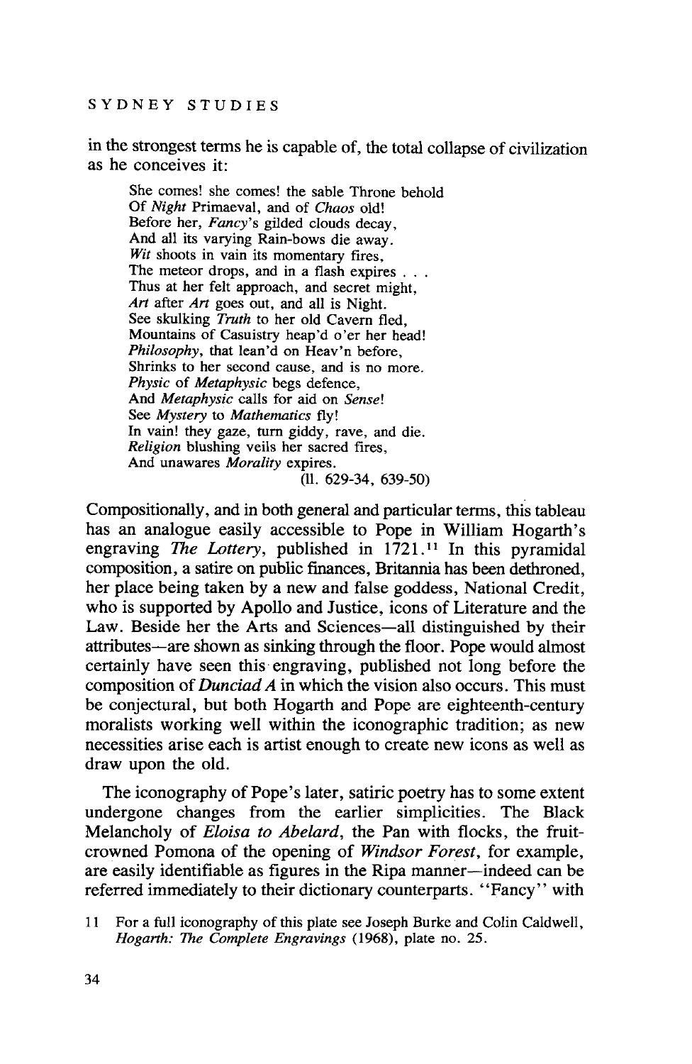in the strongest terms he is capable of, the total collapse of civilization as he conceives it:

> She comes! she comes! the sable Throne behold  
> Of *Night* Primaeval, and of *Chaos* old!  
> Before her, *Fancy*'s gilded clouds decay,  
> And all its varying Rain-bows die away.  
> *Wit* shoots in vain its momentary fires,  
> The meteor drops, and in a flash expires . . .  
> Thus at her felt approach, and secret might,  
> *Art* after *Art* goes out, and all is Night.  
> See skulking *Truth* to her old Cavern fled,  
> Mountains of Casuistry heap'd o'er her head!  
> *Philosophy*, that lean'd on Heav'n before,  
> Shrinks to her second cause, and is no more.  
> *Physic* of *Metaphysic* begs defence,  
> And *Metaphysic* calls for aid on *Sense*!  
> See *Mystery* to *Mathematics* fly!  
> In vain! they gaze, turn giddy, rave, and die.  
> *Religion* blushing veils her sacred fires,  
> And unawares *Morality* expires.  
> (ll. 629-34, 639-50)

Compositionally, and in both general and particular terms, this tableau has an analogue easily accessible to Pope in William Hogarth's engraving *The Lottery*, published in 1721.[11] In this pyramidal composition, a satire on public finances, Britannia has been dethroned, her place being taken by a new and false goddess, National Credit, who is supported by Apollo and Justice, icons of Literature and the Law. Beside her the Arts and Sciences—all distinguished by their attributes—are shown as sinking through the floor. Pope would almost certainly have seen this engraving, published not long before the composition of *Dunciad A* in which the vision also occurs. This must be conjectural, but both Hogarth and Pope are eighteenth-century moralists working well within the iconographic tradition; as new necessities arise each is artist enough to create new icons as well as draw upon the old.

The iconography of Pope's later, satiric poetry has to some extent undergone changes from the earlier simplicities. The Black Melancholy of *Eloisa to Abelard*, the Pan with flocks, the fruit-crowned Pomona of the opening of *Windsor Forest*, for example, are easily identifiable as figures in the Ripa manner—indeed can be referred immediately to their dictionary counterparts. "Fancy" with

11 For a full iconography of this plate see Joseph Burke and Colin Caldwell, *Hogarth: The Complete Engravings* (1968), plate no. 25.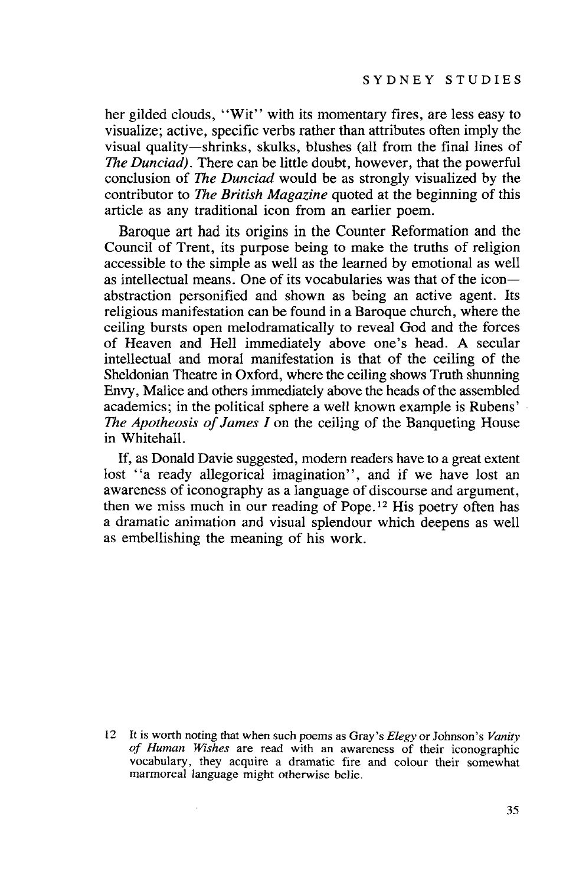her gilded clouds, "Wit" with its momentary fires, are less easy to visualize; active, specific verbs rather than attributes often imply the visual quality—shrinks, skulks, blushes (all from the final lines of *The Dunciad*). There can be little doubt, however, that the powerful conclusion of *The Dunciad* would be as strongly visualized by the contributor to *The British Magazine* quoted at the beginning of this article as any traditional icon from an earlier poem.

Baroque art had its origins in the Counter Reformation and the Council of Trent, its purpose being to make the truths of religion accessible to the simple as well as the learned by emotional as well as intellectual means. One of its vocabularies was that of the icon—abstraction personified and shown as being an active agent. Its religious manifestation can be found in a Baroque church, where the ceiling bursts open melodramatically to reveal God and the forces of Heaven and Hell immediately above one's head. A secular intellectual and moral manifestation is that of the ceiling of the Sheldonian Theatre in Oxford, where the ceiling shows Truth shunning Envy, Malice and others immediately above the heads of the assembled academics; in the political sphere a well known example is Rubens' *The Apotheosis of James I* on the ceiling of the Banqueting House in Whitehall.

If, as Donald Davie suggested, modern readers have to a great extent lost "a ready allegorical imagination", and if we have lost an awareness of iconography as a language of discourse and argument, then we miss much in our reading of Pope.[12] His poetry often has a dramatic animation and visual splendour which deepens as well as embellishing the meaning of his work.

12 It is worth noting that when such poems as Gray's *Elegy* or Johnson's *Vanity of Human Wishes* are read with an awareness of their iconographic vocabulary, they acquire a dramatic fire and colour their somewhat marmoreal language might otherwise belie.